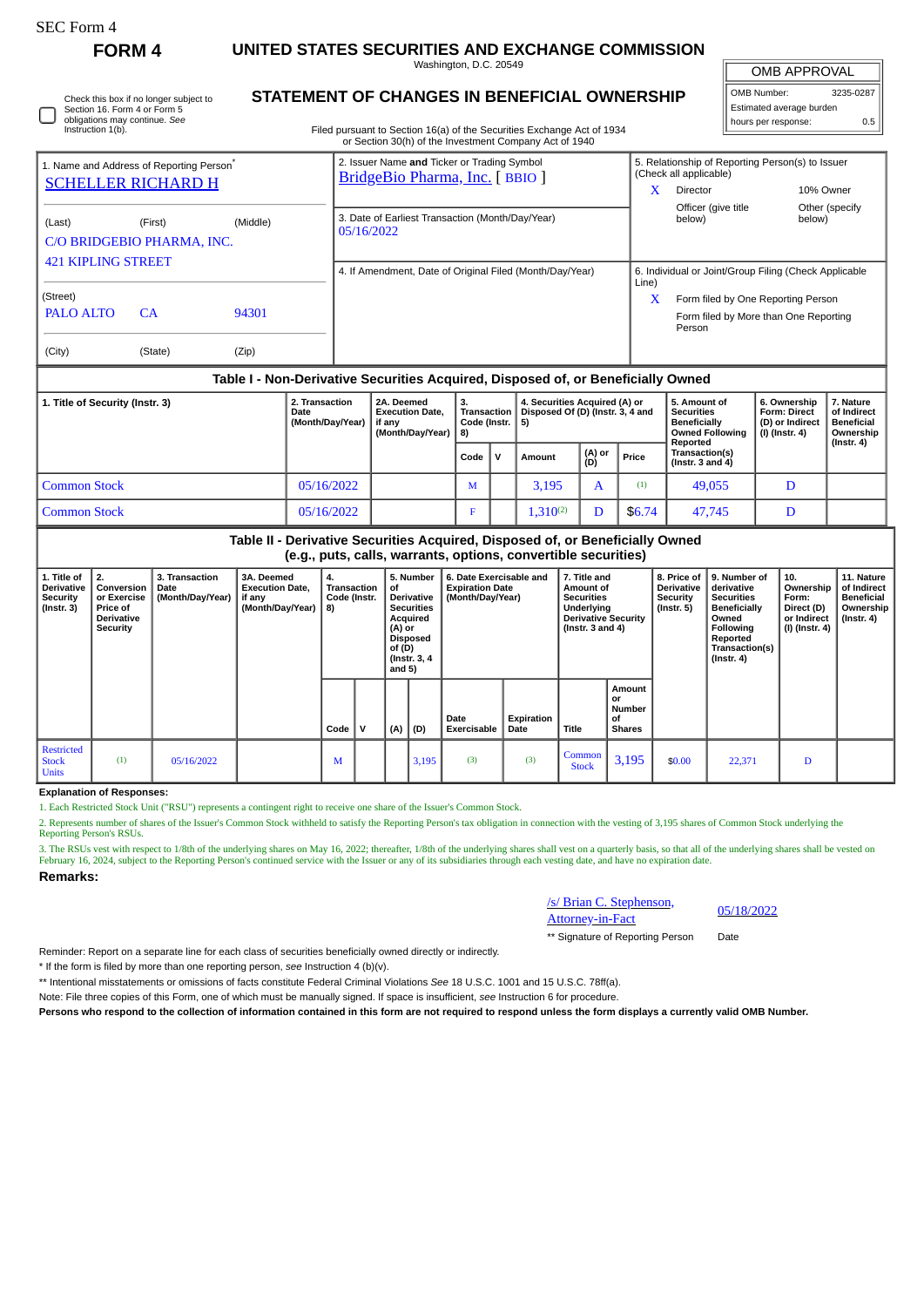SEC Form 4

**FORM 4**

# UNITED STATES SECURITIES AND EXCHANGE COMMISSION

Washington, D.C. 20549

## STATEMENT OF CHANGES IN BENEFICIAL OWNERSHIP

Filed pursuant to Section 16(a) of the Securities Exchange Act of 1934 or Section 30(h) of the Investment Company Act of 1940

| OMB APPROVAL | |
|---|---|
| OMB Number: | 3235-0287 |
| Estimated average burden | |
| hours per response: | 0.5 |

☐ Check this box if no longer subject to Section 16. Form 4 or Form 5 obligations may continue. *See* Instruction 1(b).

1. Name and Address of Reporting Person*
SCHELLER RICHARD H

(Last) (First) (Middle)
C/O BRIDGEBIO PHARMA, INC.
421 KIPLING STREET

(Street)
PALO ALTO CA 94301

(City) (State) (Zip)

2. Issuer Name **and** Ticker or Trading Symbol
BridgeBio Pharma, Inc. [ BBIO ]

3. Date of Earliest Transaction (Month/Day/Year)
05/16/2022

4. If Amendment, Date of Original Filed (Month/Day/Year)

5. Relationship of Reporting Person(s) to Issuer (Check all applicable)
X Director
10% Owner
Officer (give title below)
Other (specify below)

6. Individual or Joint/Group Filing (Check Applicable Line)
X Form filed by One Reporting Person
Form filed by More than One Reporting Person

### Table I - Non-Derivative Securities Acquired, Disposed of, or Beneficially Owned

| 1. Title of Security (Instr. 3) | 2. Transaction Date (Month/Day/Year) | 2A. Deemed Execution Date, if any (Month/Day/Year) | 3. Transaction Code (Instr. 8) | | 4. Securities Acquired (A) or Disposed Of (D) (Instr. 3, 4 and 5) | | | 5. Amount of Securities Beneficially Owned Following Reported Transaction(s) (Instr. 3 and 4) | 6. Ownership Form: Direct (D) or Indirect (I) (Instr. 4) | 7. Nature of Indirect Beneficial Ownership (Instr. 4) |
|---|---|---|---|---|---|---|---|---|---|---|
| | | | Code | V | Amount | (A) or (D) | Price | | | |
| Common Stock | 05/16/2022 | | M | | 3,195 | A | (1) | 49,055 | D | |
| Common Stock | 05/16/2022 | | F | | 1,310(2) | D | $6.74 | 47,745 | D | |

### Table II - Derivative Securities Acquired, Disposed of, or Beneficially Owned (e.g., puts, calls, warrants, options, convertible securities)

| 1. Title of Derivative Security (Instr. 3) | 2. Conversion or Exercise Price of Derivative Security | 3. Transaction Date (Month/Day/Year) | 3A. Deemed Execution Date, if any (Month/Day/Year) | 4. Transaction Code (Instr. 8) | | 5. Number of Derivative Securities Acquired (A) or Disposed of (D) (Instr. 3, 4 and 5) | | 6. Date Exercisable and Expiration Date (Month/Day/Year) | | 7. Title and Amount of Securities Underlying Derivative Security (Instr. 3 and 4) | | 8. Price of Derivative Security (Instr. 5) | 9. Number of derivative Securities Beneficially Owned Following Reported Transaction(s) (Instr. 4) | 10. Ownership Form: Direct (D) or Indirect (I) (Instr. 4) | 11. Nature of Indirect Beneficial Ownership (Instr. 4) |
|---|---|---|---|---|---|---|---|---|---|---|---|---|---|---|---|
| | | | | Code | V | (A) | (D) | Date Exercisable | Expiration Date | Title | Amount or Number of Shares | | | | |
| Restricted Stock Units | (1) | 05/16/2022 | | M | | | 3,195 | (3) | (3) | Common Stock | 3,195 | $0.00 | 22,371 | D | |

**Explanation of Responses:**

1. Each Restricted Stock Unit ("RSU") represents a contingent right to receive one share of the Issuer's Common Stock.

2. Represents number of shares of the Issuer's Common Stock withheld to satisfy the Reporting Person's tax obligation in connection with the vesting of 3,195 shares of Common Stock underlying the Reporting Person's RSUs.

3. The RSUs vest with respect to 1/8th of the underlying shares on May 16, 2022; thereafter, 1/8th of the underlying shares shall vest on a quarterly basis, so that all of the underlying shares shall be vested on February 16, 2024, subject to the Reporting Person's continued service with the Issuer or any of its subsidiaries through each vesting date, and have no expiration date.

**Remarks:**

/s/ Brian C. Stephenson, Attorney-in-Fact — 05/18/2022

** Signature of Reporting Person — Date

Reminder: Report on a separate line for each class of securities beneficially owned directly or indirectly.

* If the form is filed by more than one reporting person, *see* Instruction 4 (b)(v).

** Intentional misstatements or omissions of facts constitute Federal Criminal Violations *See* 18 U.S.C. 1001 and 15 U.S.C. 78ff(a).

Note: File three copies of this Form, one of which must be manually signed. If space is insufficient, *see* Instruction 6 for procedure.

**Persons who respond to the collection of information contained in this form are not required to respond unless the form displays a currently valid OMB Number.**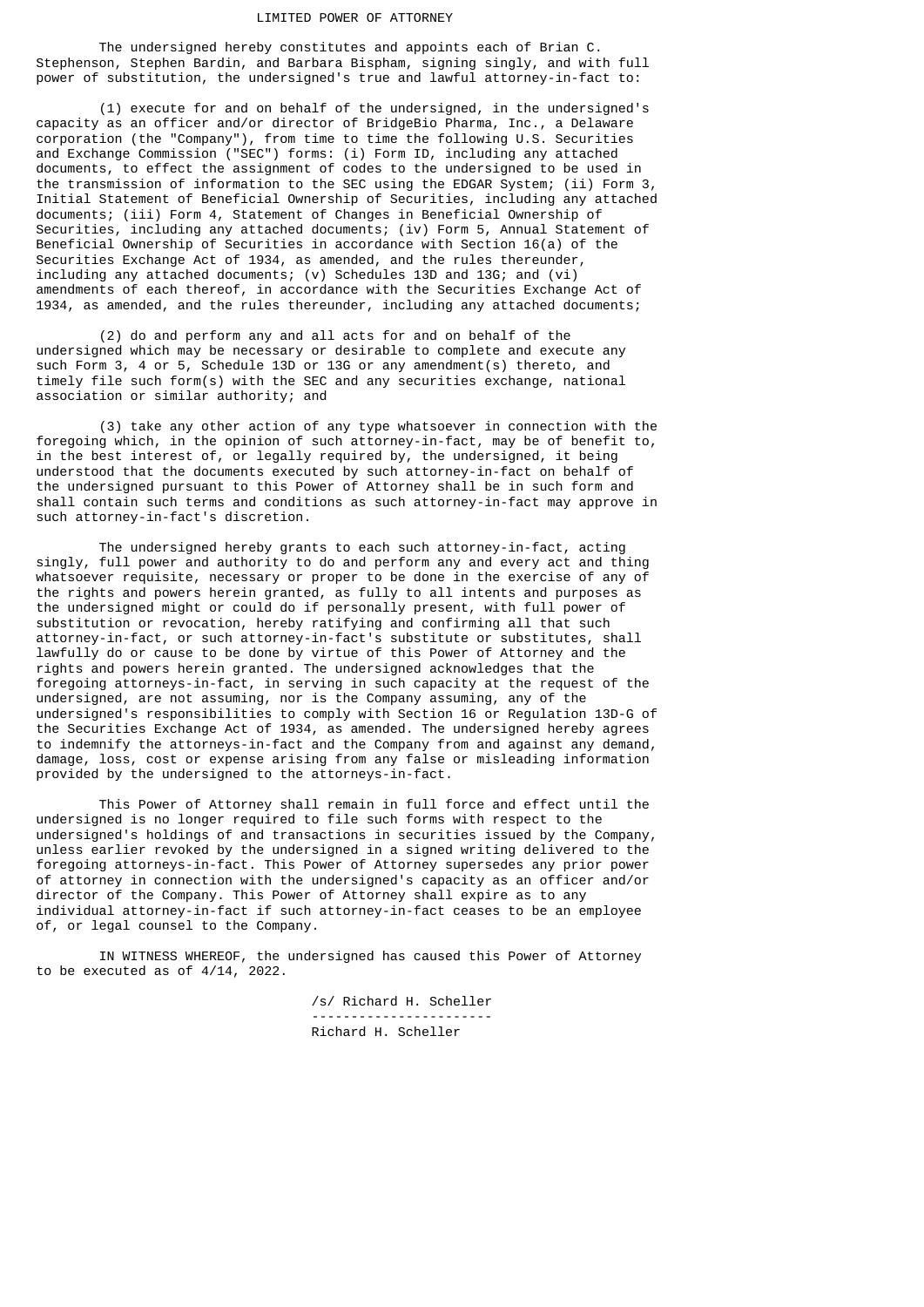# LIMITED POWER OF ATTORNEY

The undersigned hereby constitutes and appoints each of Brian C. Stephenson, Stephen Bardin, and Barbara Bispham, signing singly, and with full power of substitution, the undersigned's true and lawful attorney-in-fact to:

(1) execute for and on behalf of the undersigned, in the undersigned's capacity as an officer and/or director of BridgeBio Pharma, Inc., a Delaware corporation (the "Company"), from time to time the following U.S. Securities and Exchange Commission ("SEC") forms: (i) Form ID, including any attached documents, to effect the assignment of codes to the undersigned to be used in the transmission of information to the SEC using the EDGAR System; (ii) Form 3, Initial Statement of Beneficial Ownership of Securities, including any attached documents; (iii) Form 4, Statement of Changes in Beneficial Ownership of Securities, including any attached documents; (iv) Form 5, Annual Statement of Beneficial Ownership of Securities in accordance with Section 16(a) of the Securities Exchange Act of 1934, as amended, and the rules thereunder, including any attached documents; (v) Schedules 13D and 13G; and (vi) amendments of each thereof, in accordance with the Securities Exchange Act of 1934, as amended, and the rules thereunder, including any attached documents;

(2) do and perform any and all acts for and on behalf of the undersigned which may be necessary or desirable to complete and execute any such Form 3, 4 or 5, Schedule 13D or 13G or any amendment(s) thereto, and timely file such form(s) with the SEC and any securities exchange, national association or similar authority; and

(3) take any other action of any type whatsoever in connection with the foregoing which, in the opinion of such attorney-in-fact, may be of benefit to, in the best interest of, or legally required by, the undersigned, it being understood that the documents executed by such attorney-in-fact on behalf of the undersigned pursuant to this Power of Attorney shall be in such form and shall contain such terms and conditions as such attorney-in-fact may approve in such attorney-in-fact's discretion.

The undersigned hereby grants to each such attorney-in-fact, acting singly, full power and authority to do and perform any and every act and thing whatsoever requisite, necessary or proper to be done in the exercise of any of the rights and powers herein granted, as fully to all intents and purposes as the undersigned might or could do if personally present, with full power of substitution or revocation, hereby ratifying and confirming all that such attorney-in-fact, or such attorney-in-fact's substitute or substitutes, shall lawfully do or cause to be done by virtue of this Power of Attorney and the rights and powers herein granted. The undersigned acknowledges that the foregoing attorneys-in-fact, in serving in such capacity at the request of the undersigned, are not assuming, nor is the Company assuming, any of the undersigned's responsibilities to comply with Section 16 or Regulation 13D-G of the Securities Exchange Act of 1934, as amended. The undersigned hereby agrees to indemnify the attorneys-in-fact and the Company from and against any demand, damage, loss, cost or expense arising from any false or misleading information provided by the undersigned to the attorneys-in-fact.

This Power of Attorney shall remain in full force and effect until the undersigned is no longer required to file such forms with respect to the undersigned's holdings of and transactions in securities issued by the Company, unless earlier revoked by the undersigned in a signed writing delivered to the foregoing attorneys-in-fact. This Power of Attorney supersedes any prior power of attorney in connection with the undersigned's capacity as an officer and/or director of the Company. This Power of Attorney shall expire as to any individual attorney-in-fact if such attorney-in-fact ceases to be an employee of, or legal counsel to the Company.

IN WITNESS WHEREOF, the undersigned has caused this Power of Attorney to be executed as of 4/14, 2022.

/s/ Richard H. Scheller

-----------------------

Richard H. Scheller